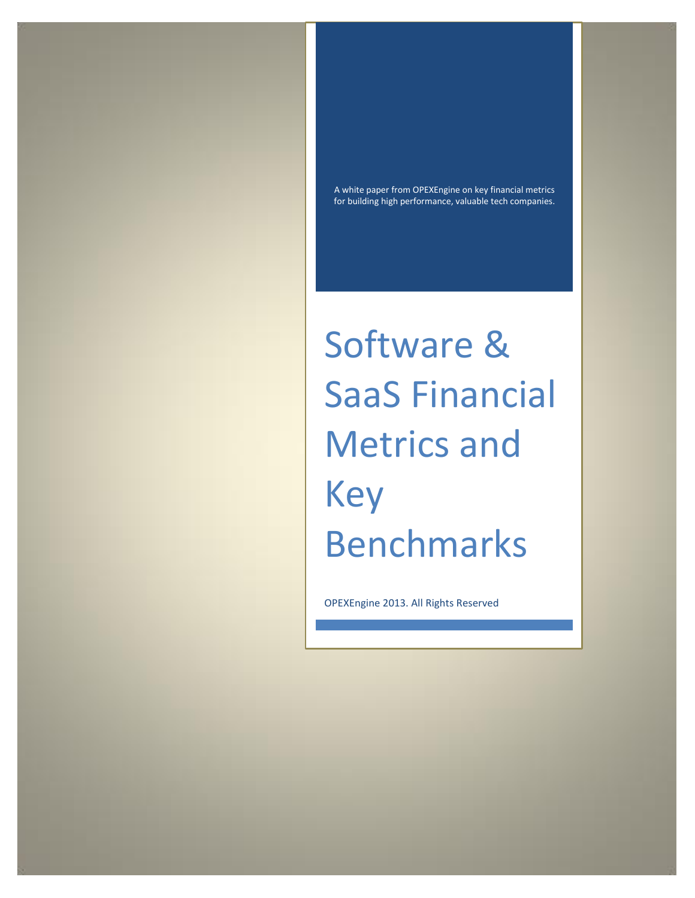A white paper from OPEXEngine on key financial metrics for building high performance, valuable tech companies.

# Software & SaaS Financial Metrics and Key Benchmarks

OPEXEngine 2013. All Rights Reserved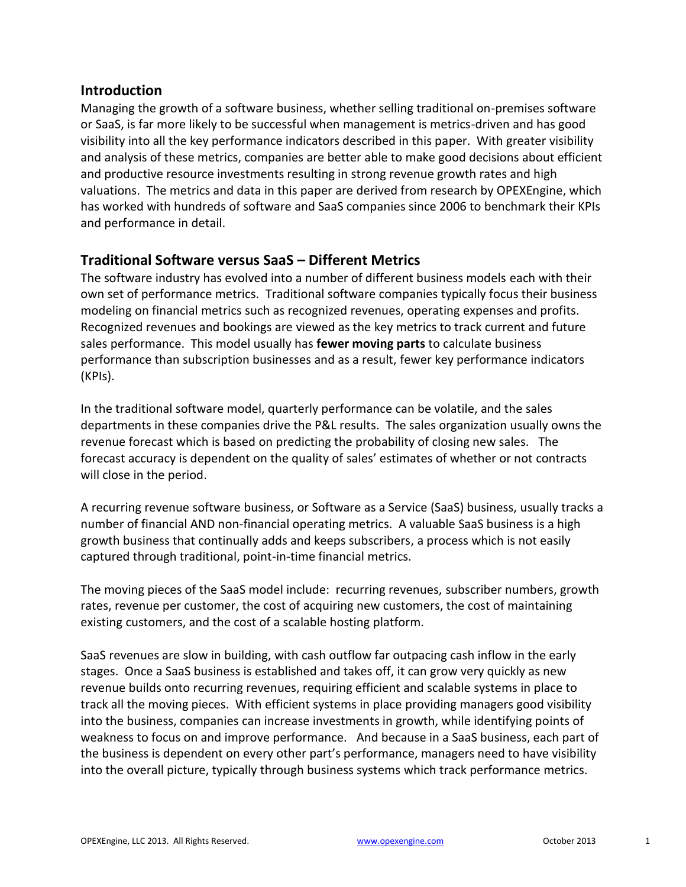## Introduction

Managing the growth of a software business, whether selling traditional on-premises software or SaaS, is far more likely to be successful when management is metrics-driven and has good visibility into all the key performance indicators described in this paper. With greater visibility and analysis of these metrics, companies are better able to make good decisions about efficient and productive resource investments resulting in strong revenue growth rates and high valuations. The metrics and data in this paper are derived from research by OPEXEngine, which has worked with hundreds of software and SaaS companies since 2006 to benchmark their KPIs and performance in detail.

## Traditional Software versus SaaS – Different Metrics

The software industry has evolved into a number of different business models each with their own set of performance metrics. Traditional software companies typically focus their business modeling on financial metrics such as recognized revenues, operating expenses and profits. Recognized revenues and bookings are viewed as the key metrics to track current and future sales performance. This model usually has **fewer moving parts** to calculate business performance than subscription businesses and as a result, fewer key performance indicators (KPIs).

In the traditional software model, quarterly performance can be volatile, and the sales departments in these companies drive the P&L results. The sales organization usually owns the revenue forecast which is based on predicting the probability of closing new sales. The forecast accuracy is dependent on the quality of sales' estimates of whether or not contracts will close in the period.

A recurring revenue software business, or Software as a Service (SaaS) business, usually tracks a number of financial AND non-financial operating metrics. A valuable SaaS business is a high growth business that continually adds and keeps subscribers, a process which is not easily captured through traditional, point-in-time financial metrics.

The moving pieces of the SaaS model include: recurring revenues, subscriber numbers, growth rates, revenue per customer, the cost of acquiring new customers, the cost of maintaining existing customers, and the cost of a scalable hosting platform.

SaaS revenues are slow in building, with cash outflow far outpacing cash inflow in the early stages. Once a SaaS business is established and takes off, it can grow very quickly as new revenue builds onto recurring revenues, requiring efficient and scalable systems in place to track all the moving pieces. With efficient systems in place providing managers good visibility into the business, companies can increase investments in growth, while identifying points of weakness to focus on and improve performance. And because in a SaaS business, each part of the business is dependent on every other part's performance, managers need to have visibility into the overall picture, typically through business systems which track performance metrics.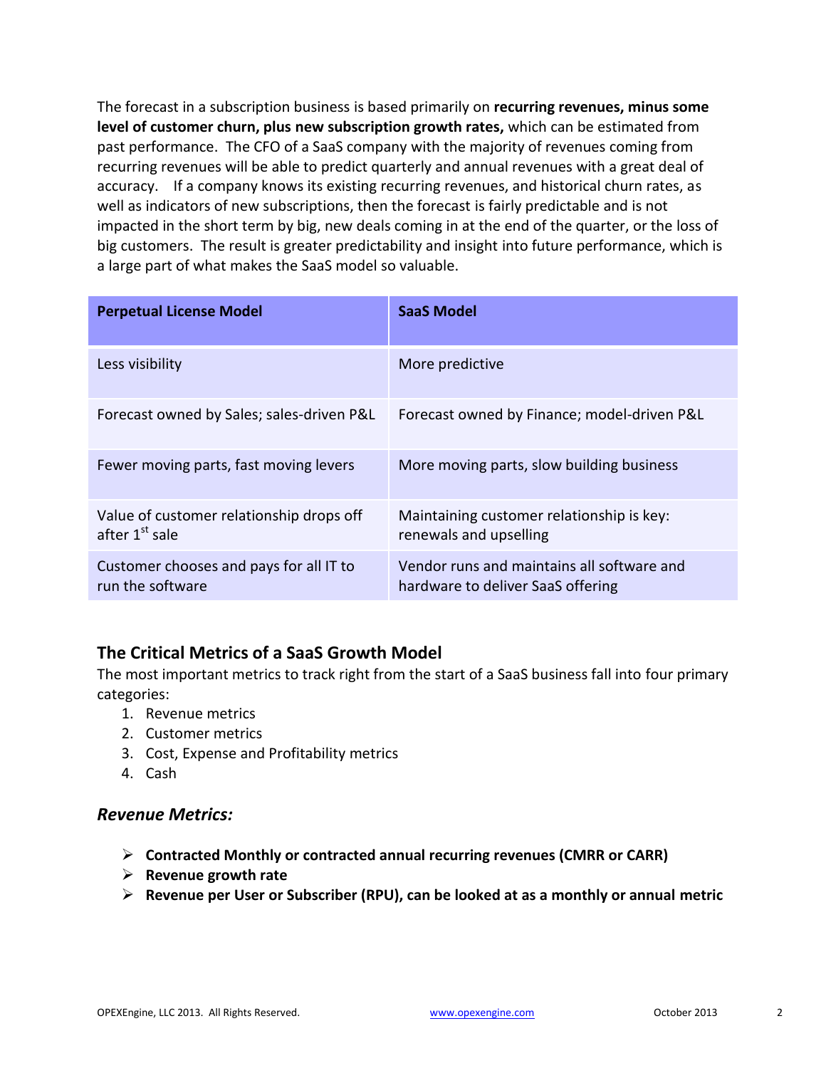The forecast in a subscription business is based primarily on **recurring revenues, minus some level of customer churn, plus new subscription growth rates,** which can be estimated from past performance. The CFO of a SaaS company with the majority of revenues coming from recurring revenues will be able to predict quarterly and annual revenues with a great deal of accuracy. If a company knows its existing recurring revenues, and historical churn rates, as well as indicators of new subscriptions, then the forecast is fairly predictable and is not impacted in the short term by big, new deals coming in at the end of the quarter, or the loss of big customers. The result is greater predictability and insight into future performance, which is a large part of what makes the SaaS model so valuable.

| Perpetual License Model | SaaS Model |
|---|---|
| Less visibility | More predictive |
| Forecast owned by Sales; sales-driven P&L | Forecast owned by Finance; model-driven P&L |
| Fewer moving parts, fast moving levers | More moving parts, slow building business |
| Value of customer relationship drops off after 1st sale | Maintaining customer relationship is key: renewals and upselling |
| Customer chooses and pays for all IT to run the software | Vendor runs and maintains all software and hardware to deliver SaaS offering |

## The Critical Metrics of a SaaS Growth Model

The most important metrics to track right from the start of a SaaS business fall into four primary categories:

1. Revenue metrics
2. Customer metrics
3. Cost, Expense and Profitability metrics
4. Cash

### *Revenue Metrics:*

- **Contracted Monthly or contracted annual recurring revenues (CMRR or CARR)**
- **Revenue growth rate**
- **Revenue per User or Subscriber (RPU), can be looked at as a monthly or annual metric**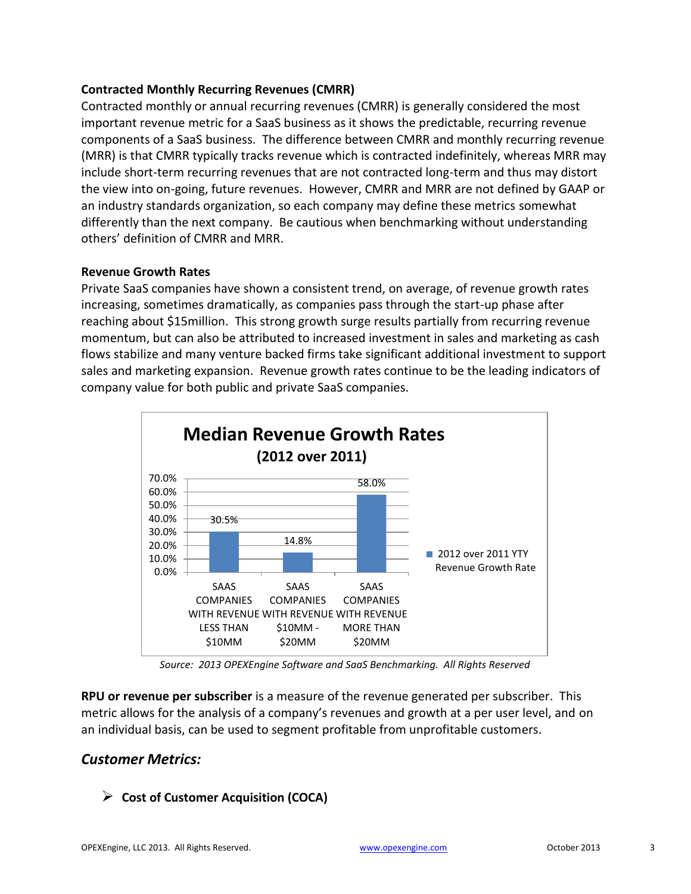**Contracted Monthly Recurring Revenues (CMRR)**

Contracted monthly or annual recurring revenues (CMRR) is generally considered the most important revenue metric for a SaaS business as it shows the predictable, recurring revenue components of a SaaS business. The difference between CMRR and monthly recurring revenue (MRR) is that CMRR typically tracks revenue which is contracted indefinitely, whereas MRR may include short-term recurring revenues that are not contracted long-term and thus may distort the view into on-going, future revenues. However, CMRR and MRR are not defined by GAAP or an industry standards organization, so each company may define these metrics somewhat differently than the next company. Be cautious when benchmarking without understanding others' definition of CMRR and MRR.

**Revenue Growth Rates**

Private SaaS companies have shown a consistent trend, on average, of revenue growth rates increasing, sometimes dramatically, as companies pass through the start-up phase after reaching about $15million. This strong growth surge results partially from recurring revenue momentum, but can also be attributed to increased investment in sales and marketing as cash flows stabilize and many venture backed firms take significant additional investment to support sales and marketing expansion. Revenue growth rates continue to be the leading indicators of company value for both public and private SaaS companies.

**Median Revenue Growth Rates (2012 over 2011)**

| | 2012 over 2011 YTY Revenue Growth Rate |
|---|---|
| SAAS COMPANIES WITH REVENUE LESS THAN $10MM | 30.5% |
| SAAS COMPANIES WITH REVENUE $10MM - $20MM | 14.8% |
| SAAS COMPANIES WITH REVENUE MORE THAN $20MM | 58.0% |

*Source: 2013 OPEXEngine Software and SaaS Benchmarking. All Rights Reserved*

**RPU or revenue per subscriber** is a measure of the revenue generated per subscriber. This metric allows for the analysis of a company's revenues and growth at a per user level, and on an individual basis, can be used to segment profitable from unprofitable customers.

## *Customer Metrics:*

- **Cost of Customer Acquisition (COCA)**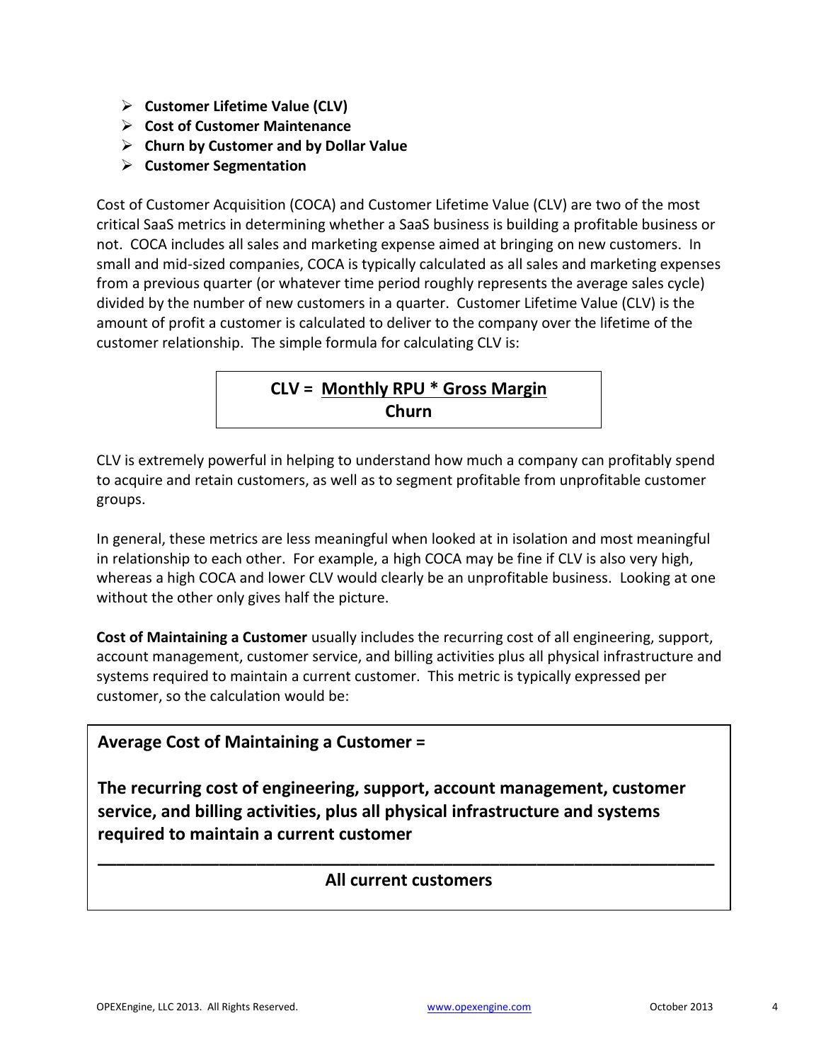- **Customer Lifetime Value (CLV)**
- **Cost of Customer Maintenance**
- **Churn by Customer and by Dollar Value**
- **Customer Segmentation**

Cost of Customer Acquisition (COCA) and Customer Lifetime Value (CLV) are two of the most critical SaaS metrics in determining whether a SaaS business is building a profitable business or not. COCA includes all sales and marketing expense aimed at bringing on new customers. In small and mid-sized companies, COCA is typically calculated as all sales and marketing expenses from a previous quarter (or whatever time period roughly represents the average sales cycle) divided by the number of new customers in a quarter. Customer Lifetime Value (CLV) is the amount of profit a customer is calculated to deliver to the company over the lifetime of the customer relationship. The simple formula for calculating CLV is:

$$\text{CLV} = \frac{\text{Monthly RPU} * \text{Gross Margin}}{\text{Churn}}$$

CLV is extremely powerful in helping to understand how much a company can profitably spend to acquire and retain customers, as well as to segment profitable from unprofitable customer groups.

In general, these metrics are less meaningful when looked at in isolation and most meaningful in relationship to each other. For example, a high COCA may be fine if CLV is also very high, whereas a high COCA and lower CLV would clearly be an unprofitable business. Looking at one without the other only gives half the picture.

**Cost of Maintaining a Customer** usually includes the recurring cost of all engineering, support, account management, customer service, and billing activities plus all physical infrastructure and systems required to maintain a current customer. This metric is typically expressed per customer, so the calculation would be:

**Average Cost of Maintaining a Customer =**

$$\frac{\text{The recurring cost of engineering, support, account management, customer service, and billing activities, plus all physical infrastructure and systems required to maintain a current customer}}{\text{All current customers}}$$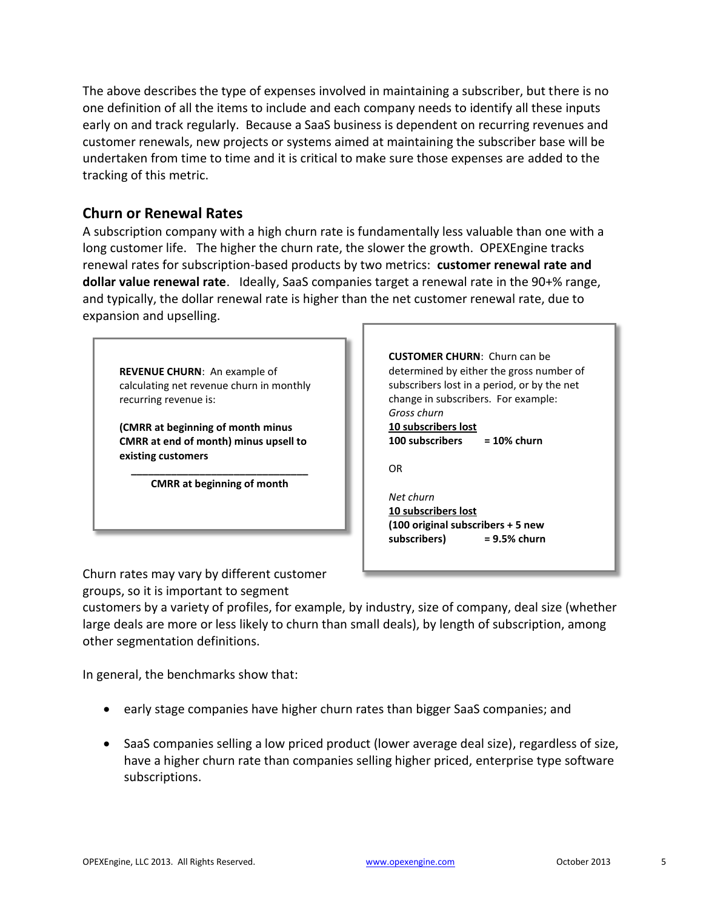The above describes the type of expenses involved in maintaining a subscriber, but there is no one definition of all the items to include and each company needs to identify all these inputs early on and track regularly. Because a SaaS business is dependent on recurring revenues and customer renewals, new projects or systems aimed at maintaining the subscriber base will be undertaken from time to time and it is critical to make sure those expenses are added to the tracking of this metric.

## Churn or Renewal Rates

A subscription company with a high churn rate is fundamentally less valuable than one with a long customer life. The higher the churn rate, the slower the growth. OPEXEngine tracks renewal rates for subscription-based products by two metrics: **customer renewal rate and dollar value renewal rate**. Ideally, SaaS companies target a renewal rate in the 90+% range, and typically, the dollar renewal rate is higher than the net customer renewal rate, due to expansion and upselling.

**REVENUE CHURN**: An example of calculating net revenue churn in monthly recurring revenue is:

$$\frac{\textbf{(CMRR at beginning of month minus CMRR at end of month) minus upsell to existing customers}}{\textbf{CMRR at beginning of month}}$$

**CUSTOMER CHURN**: Churn can be determined by either the gross number of subscribers lost in a period, or by the net change in subscribers. For example:

*Gross churn*

$$\frac{\textbf{10 subscribers lost}}{\textbf{100 subscribers}} = \textbf{10\% churn}$$

OR

*Net churn*

$$\frac{\textbf{10 subscribers lost}}{\textbf{(100 original subscribers + 5 new subscribers)}} = \textbf{9.5\% churn}$$

Churn rates may vary by different customer groups, so it is important to segment customers by a variety of profiles, for example, by industry, size of company, deal size (whether large deals are more or less likely to churn than small deals), by length of subscription, among other segmentation definitions.

In general, the benchmarks show that:

- early stage companies have higher churn rates than bigger SaaS companies; and
- SaaS companies selling a low priced product (lower average deal size), regardless of size, have a higher churn rate than companies selling higher priced, enterprise type software subscriptions.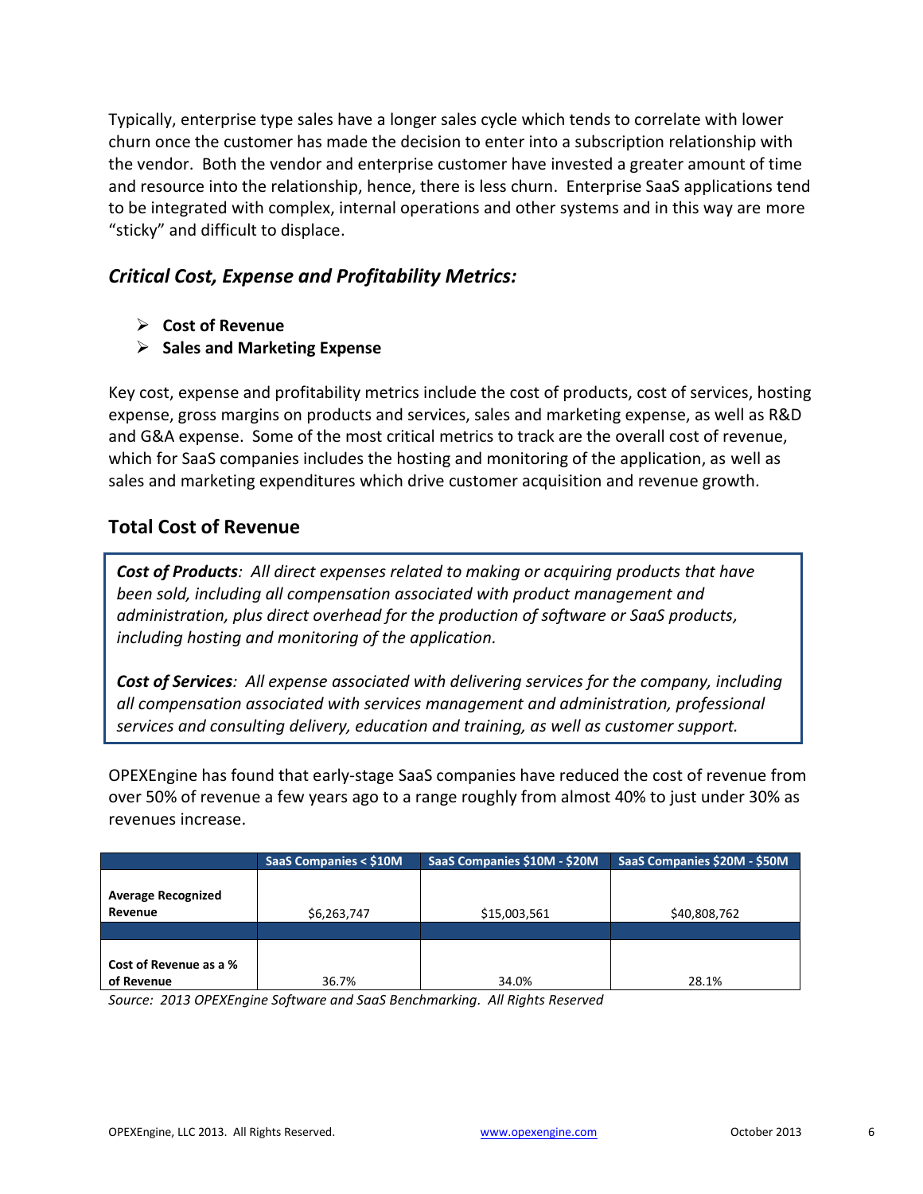Typically, enterprise type sales have a longer sales cycle which tends to correlate with lower churn once the customer has made the decision to enter into a subscription relationship with the vendor. Both the vendor and enterprise customer have invested a greater amount of time and resource into the relationship, hence, there is less churn. Enterprise SaaS applications tend to be integrated with complex, internal operations and other systems and in this way are more "sticky" and difficult to displace.

### *Critical Cost, Expense and Profitability Metrics:*

- **Cost of Revenue**
- **Sales and Marketing Expense**

Key cost, expense and profitability metrics include the cost of products, cost of services, hosting expense, gross margins on products and services, sales and marketing expense, as well as R&D and G&A expense. Some of the most critical metrics to track are the overall cost of revenue, which for SaaS companies includes the hosting and monitoring of the application, as well as sales and marketing expenditures which drive customer acquisition and revenue growth.

## Total Cost of Revenue

> ***Cost of Products**: All direct expenses related to making or acquiring products that have been sold, including all compensation associated with product management and administration, plus direct overhead for the production of software or SaaS products, including hosting and monitoring of the application.*
>
> ***Cost of Services**: All expense associated with delivering services for the company, including all compensation associated with services management and administration, professional services and consulting delivery, education and training, as well as customer support.*

OPEXEngine has found that early-stage SaaS companies have reduced the cost of revenue from over 50% of revenue a few years ago to a range roughly from almost 40% to just under 30% as revenues increase.

| | SaaS Companies < $10M | SaaS Companies $10M - $20M | SaaS Companies $20M - $50M |
|---|---|---|---|
| **Average Recognized Revenue** | $6,263,747 | $15,003,561 | $40,808,762 |
| | | | |
| **Cost of Revenue as a % of Revenue** | 36.7% | 34.0% | 28.1% |

*Source: 2013 OPEXEngine Software and SaaS Benchmarking. All Rights Reserved*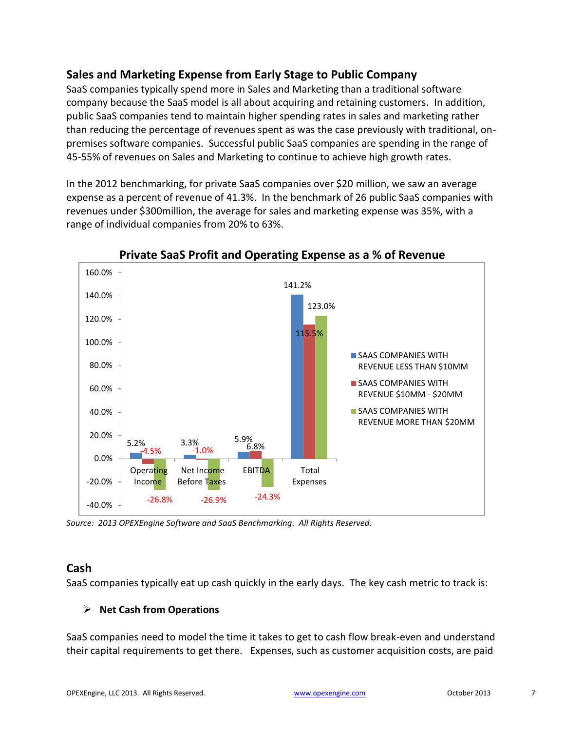## Sales and Marketing Expense from Early Stage to Public Company

SaaS companies typically spend more in Sales and Marketing than a traditional software company because the SaaS model is all about acquiring and retaining customers. In addition, public SaaS companies tend to maintain higher spending rates in sales and marketing rather than reducing the percentage of revenues spent as was the case previously with traditional, on-premises software companies. Successful public SaaS companies are spending in the range of 45-55% of revenues on Sales and Marketing to continue to achieve high growth rates.

In the 2012 benchmarking, for private SaaS companies over $20 million, we saw an average expense as a percent of revenue of 41.3%. In the benchmark of 26 public SaaS companies with revenues under $300million, the average for sales and marketing expense was 35%, with a range of individual companies from 20% to 63%.

**Private SaaS Profit and Operating Expense as a % of Revenue**

| | SAAS COMPANIES WITH REVENUE LESS THAN $10MM | SAAS COMPANIES WITH REVENUE $10MM - $20MM | SAAS COMPANIES WITH REVENUE MORE THAN $20MM |
|---|---|---|---|
| Operating Income | 5.2% | -4.5% | -26.8% |
| Net Income Before Taxes | 3.3% | -1.0% | -26.9% |
| EBITDA | 5.9% | 6.8% | -24.3% |
| Total Expenses | 141.2% | 115.5% | 123.0% |

*Source: 2013 OPEXEngine Software and SaaS Benchmarking. All Rights Reserved.*

## Cash

SaaS companies typically eat up cash quickly in the early days. The key cash metric to track is:

- **Net Cash from Operations**

SaaS companies need to model the time it takes to get to cash flow break-even and understand their capital requirements to get there. Expenses, such as customer acquisition costs, are paid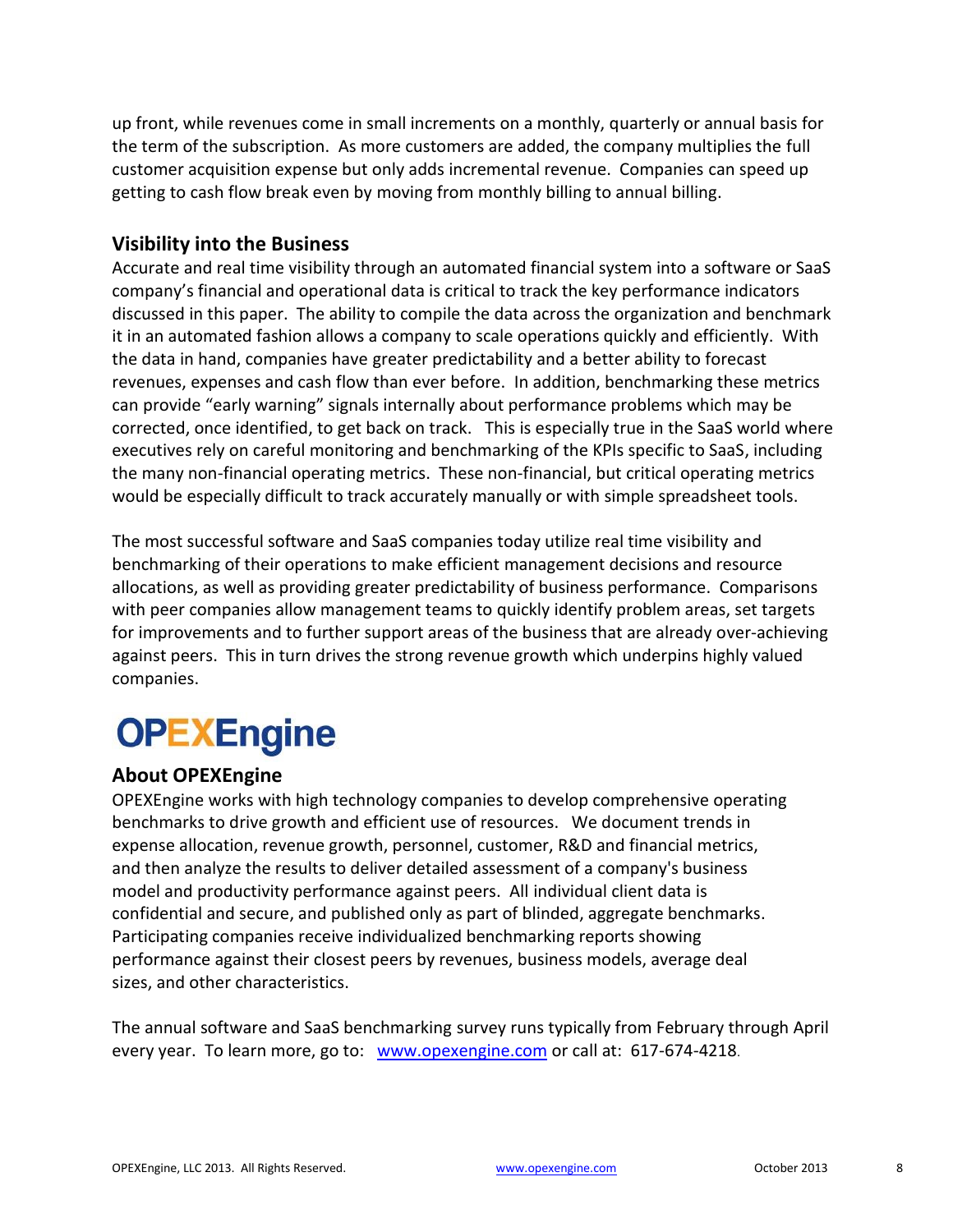up front, while revenues come in small increments on a monthly, quarterly or annual basis for the term of the subscription. As more customers are added, the company multiplies the full customer acquisition expense but only adds incremental revenue. Companies can speed up getting to cash flow break even by moving from monthly billing to annual billing.

## Visibility into the Business

Accurate and real time visibility through an automated financial system into a software or SaaS company's financial and operational data is critical to track the key performance indicators discussed in this paper. The ability to compile the data across the organization and benchmark it in an automated fashion allows a company to scale operations quickly and efficiently. With the data in hand, companies have greater predictability and a better ability to forecast revenues, expenses and cash flow than ever before. In addition, benchmarking these metrics can provide "early warning" signals internally about performance problems which may be corrected, once identified, to get back on track. This is especially true in the SaaS world where executives rely on careful monitoring and benchmarking of the KPIs specific to SaaS, including the many non-financial operating metrics. These non-financial, but critical operating metrics would be especially difficult to track accurately manually or with simple spreadsheet tools.

The most successful software and SaaS companies today utilize real time visibility and benchmarking of their operations to make efficient management decisions and resource allocations, as well as providing greater predictability of business performance. Comparisons with peer companies allow management teams to quickly identify problem areas, set targets for improvements and to further support areas of the business that are already over-achieving against peers. This in turn drives the strong revenue growth which underpins highly valued companies.

OPEXEngine

## About OPEXEngine

OPEXEngine works with high technology companies to develop comprehensive operating benchmarks to drive growth and efficient use of resources. We document trends in expense allocation, revenue growth, personnel, customer, R&D and financial metrics, and then analyze the results to deliver detailed assessment of a company's business model and productivity performance against peers. All individual client data is confidential and secure, and published only as part of blinded, aggregate benchmarks. Participating companies receive individualized benchmarking reports showing performance against their closest peers by revenues, business models, average deal sizes, and other characteristics.

The annual software and SaaS benchmarking survey runs typically from February through April every year. To learn more, go to: [www.opexengine.com](http://www.opexengine.com) or call at: 617-674-4218.